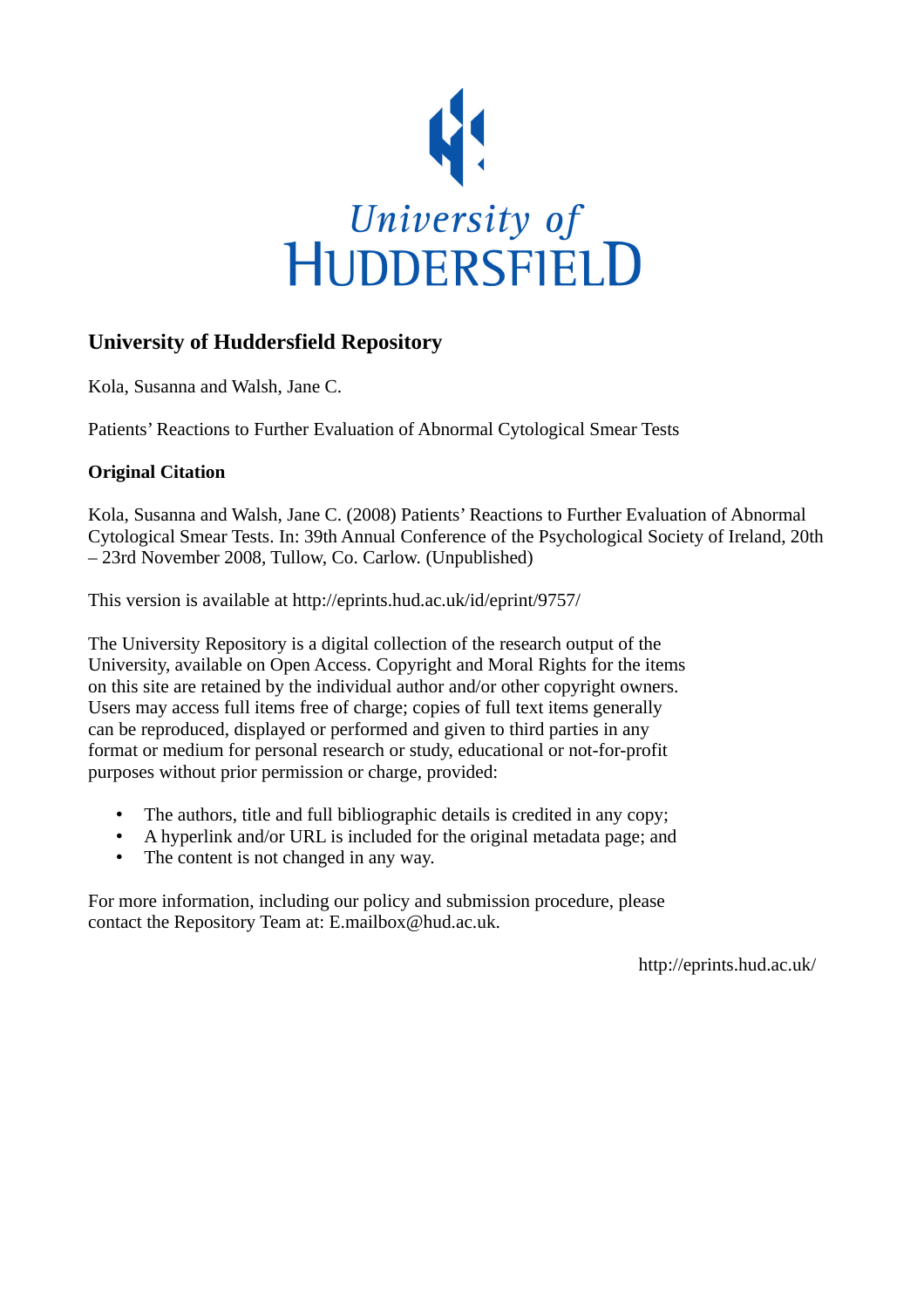University of
HUDDERSFIELD

## University of Huddersfield Repository

Kola, Susanna and Walsh, Jane C.

Patients' Reactions to Further Evaluation of Abnormal Cytological Smear Tests

### Original Citation

Kola, Susanna and Walsh, Jane C. (2008) Patients' Reactions to Further Evaluation of Abnormal Cytological Smear Tests. In: 39th Annual Conference of the Psychological Society of Ireland, 20th – 23rd November 2008, Tullow, Co. Carlow. (Unpublished)

This version is available at http://eprints.hud.ac.uk/id/eprint/9757/

The University Repository is a digital collection of the research output of the University, available on Open Access. Copyright and Moral Rights for the items on this site are retained by the individual author and/or other copyright owners. Users may access full items free of charge; copies of full text items generally can be reproduced, displayed or performed and given to third parties in any format or medium for personal research or study, educational or not-for-profit purposes without prior permission or charge, provided:

- The authors, title and full bibliographic details is credited in any copy;
- A hyperlink and/or URL is included for the original metadata page; and
- The content is not changed in any way.

For more information, including our policy and submission procedure, please contact the Repository Team at: E.mailbox@hud.ac.uk.

http://eprints.hud.ac.uk/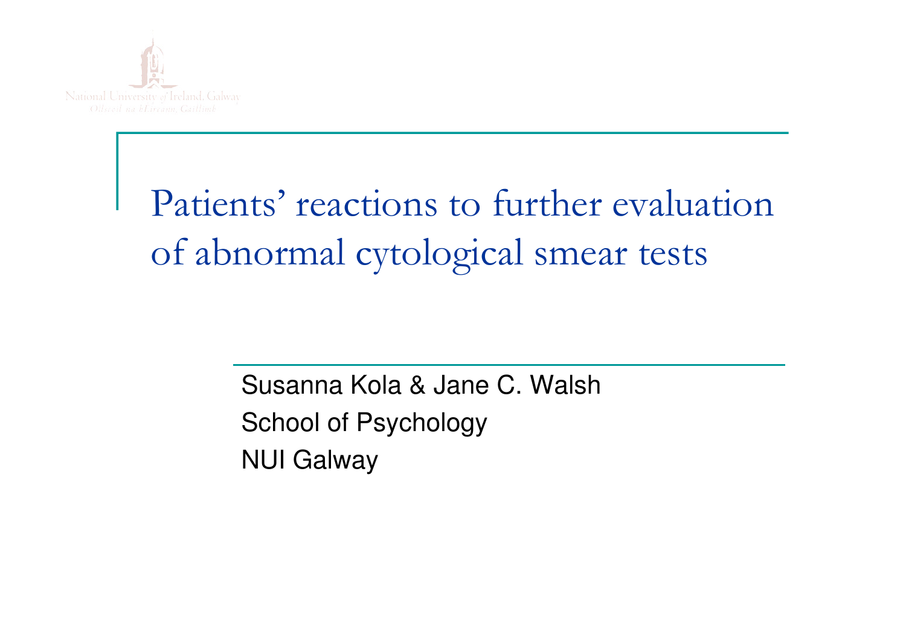National University of Ireland, Galway
Ollscoil na hÉireann, Gaillimh

# Patients' reactions to further evaluation of abnormal cytological smear tests

Susanna Kola & Jane C. Walsh
School of Psychology
NUI Galway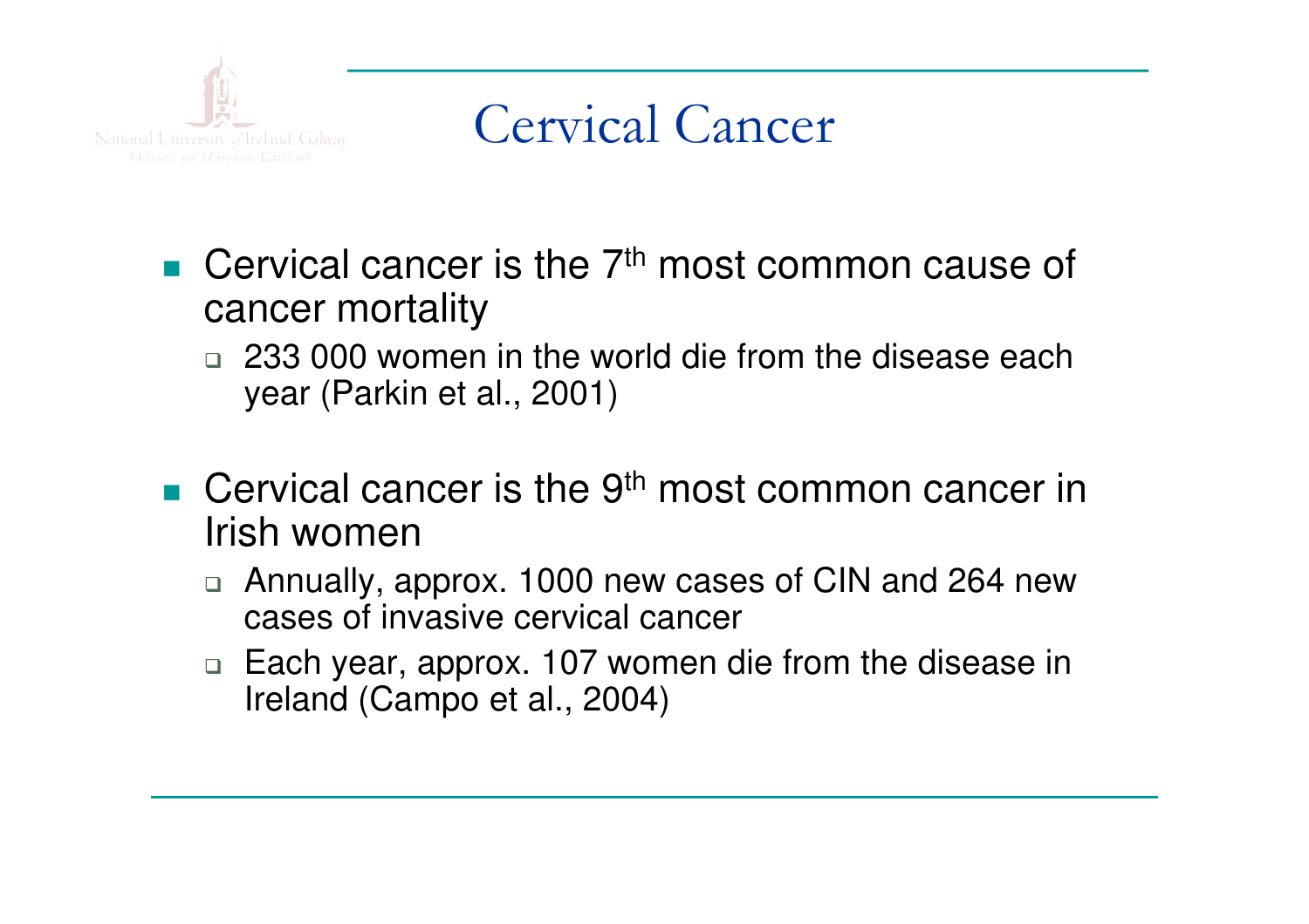# Cervical Cancer

- Cervical cancer is the 7th most common cause of cancer mortality
  - 233 000 women in the world die from the disease each year (Parkin et al., 2001)
- Cervical cancer is the 9th most common cancer in Irish women
  - Annually, approx. 1000 new cases of CIN and 264 new cases of invasive cervical cancer
  - Each year, approx. 107 women die from the disease in Ireland (Campo et al., 2004)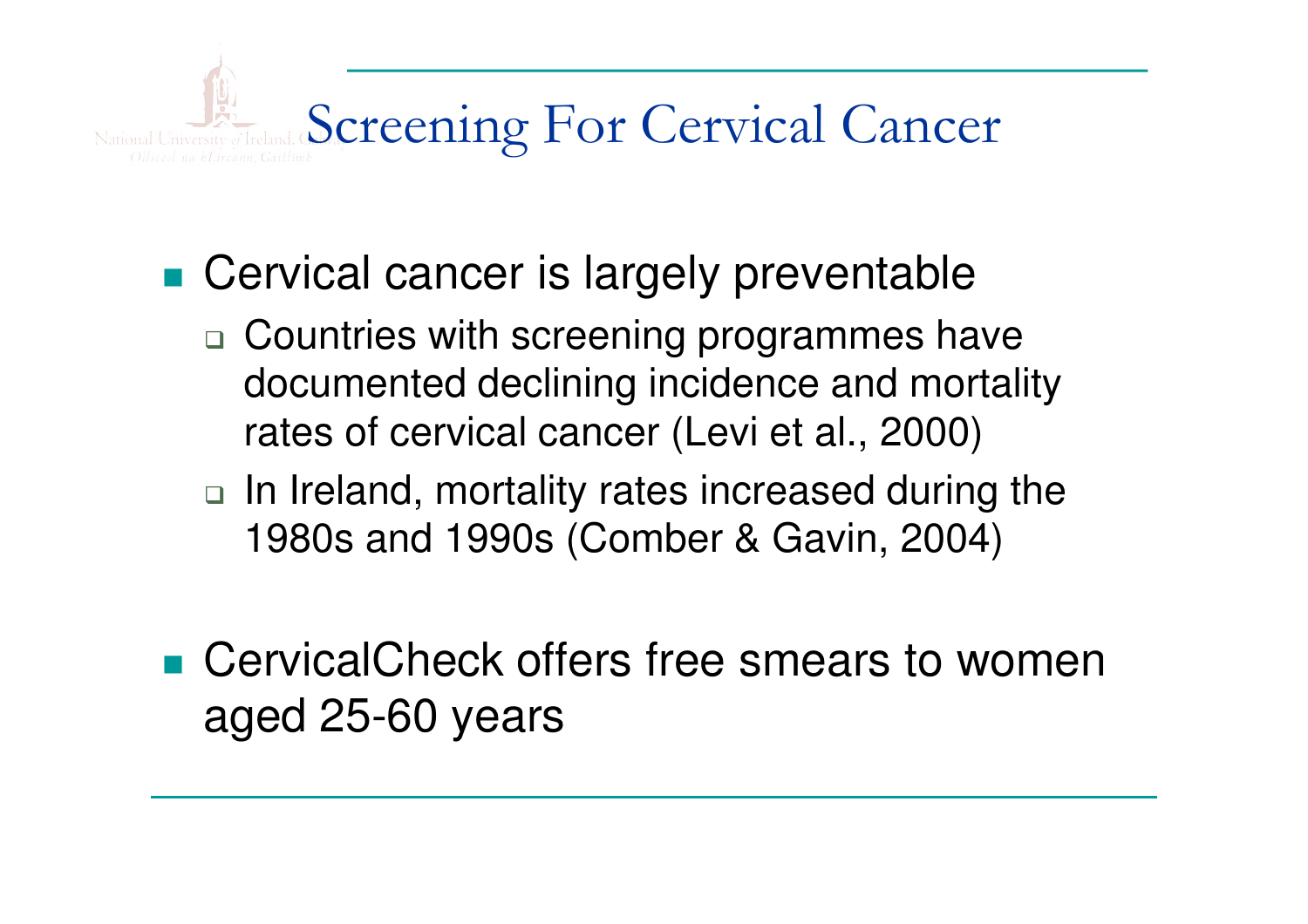# Screening For Cervical Cancer

- Cervical cancer is largely preventable
  - Countries with screening programmes have documented declining incidence and mortality rates of cervical cancer (Levi et al., 2000)
  - In Ireland, mortality rates increased during the 1980s and 1990s (Comber & Gavin, 2004)

- CervicalCheck offers free smears to women aged 25-60 years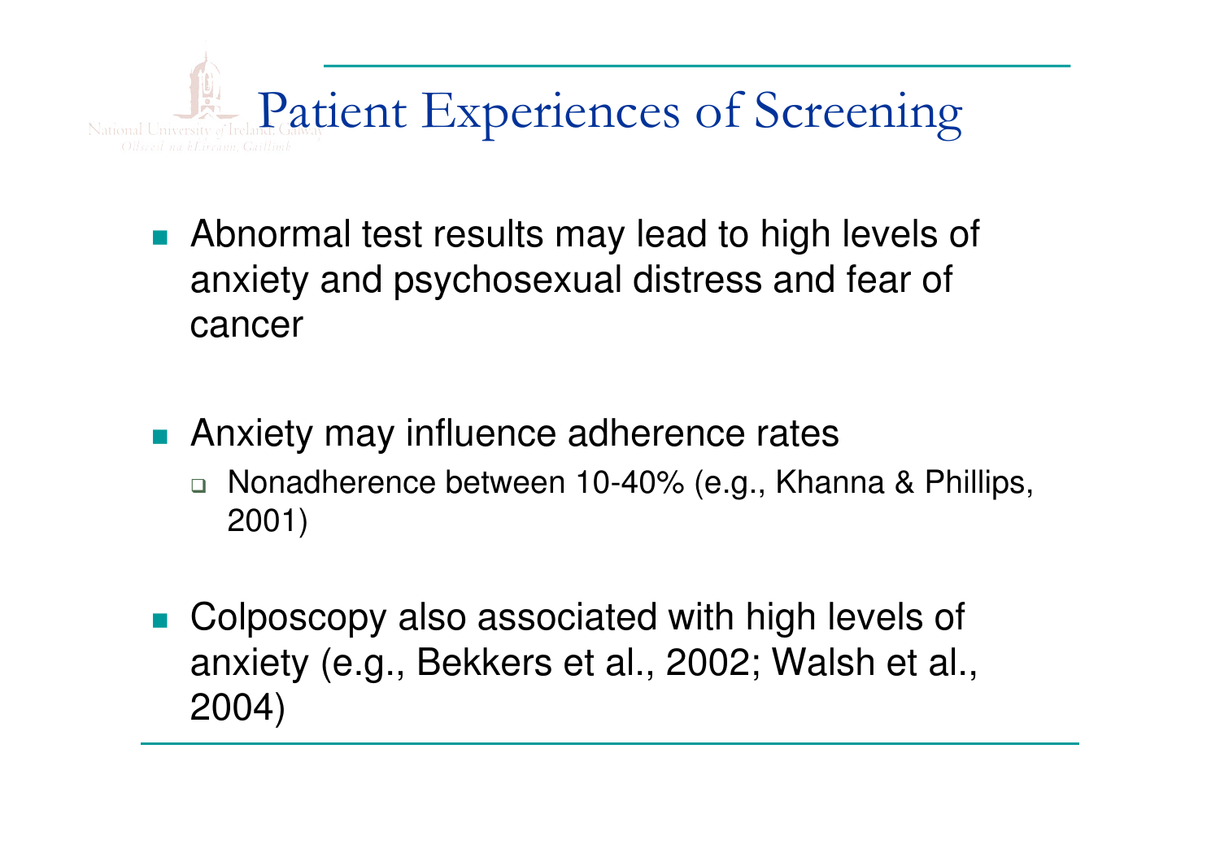# Patient Experiences of Screening

- Abnormal test results may lead to high levels of anxiety and psychosexual distress and fear of cancer

- Anxiety may influence adherence rates
  - Nonadherence between 10-40% (e.g., Khanna & Phillips, 2001)

- Colposcopy also associated with high levels of anxiety (e.g., Bekkers et al., 2002; Walsh et al., 2004)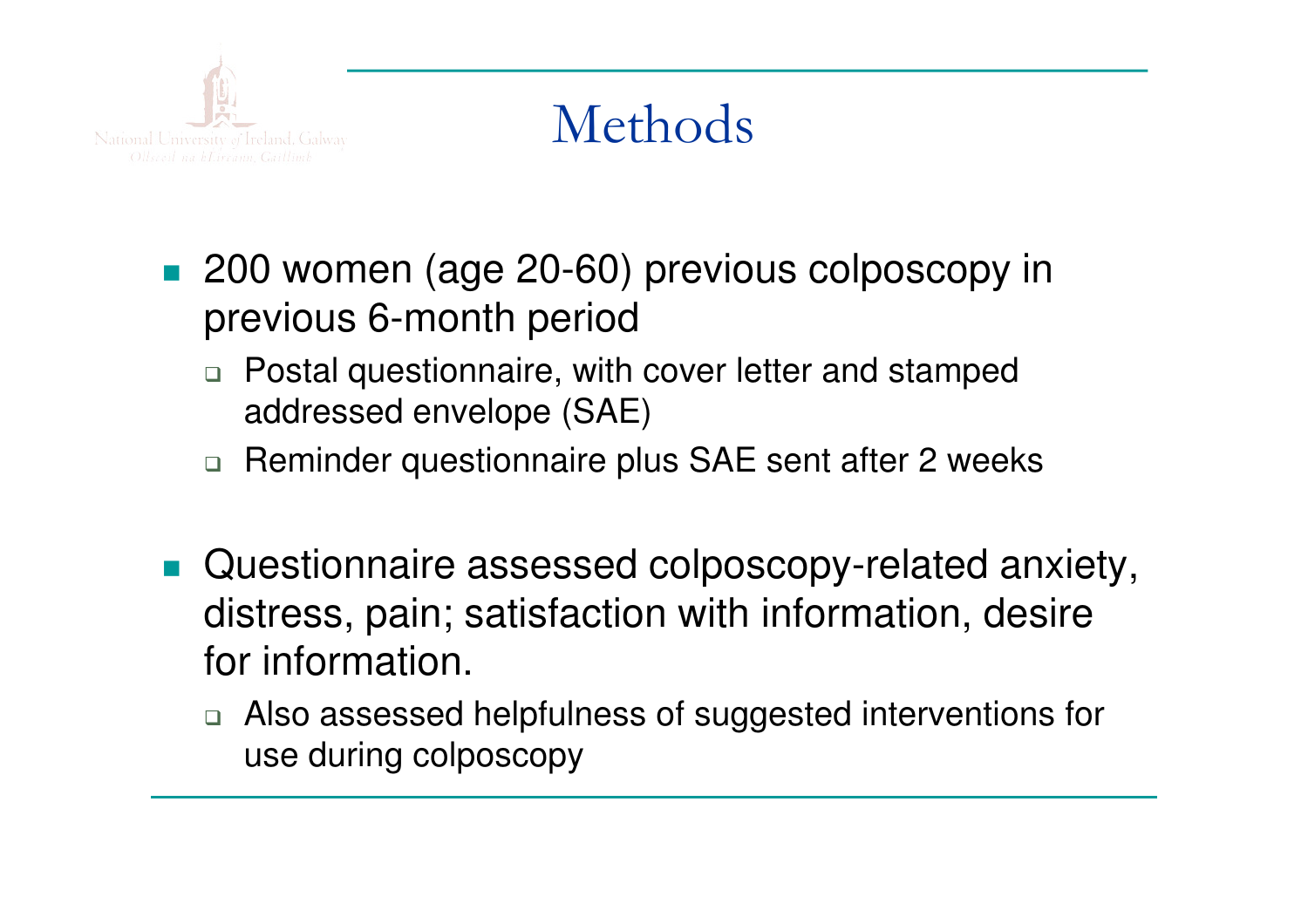# Methods

- 200 women (age 20-60) previous colposcopy in previous 6-month period
  - Postal questionnaire, with cover letter and stamped addressed envelope (SAE)
  - Reminder questionnaire plus SAE sent after 2 weeks
- Questionnaire assessed colposcopy-related anxiety, distress, pain; satisfaction with information, desire for information.
  - Also assessed helpfulness of suggested interventions for use during colposcopy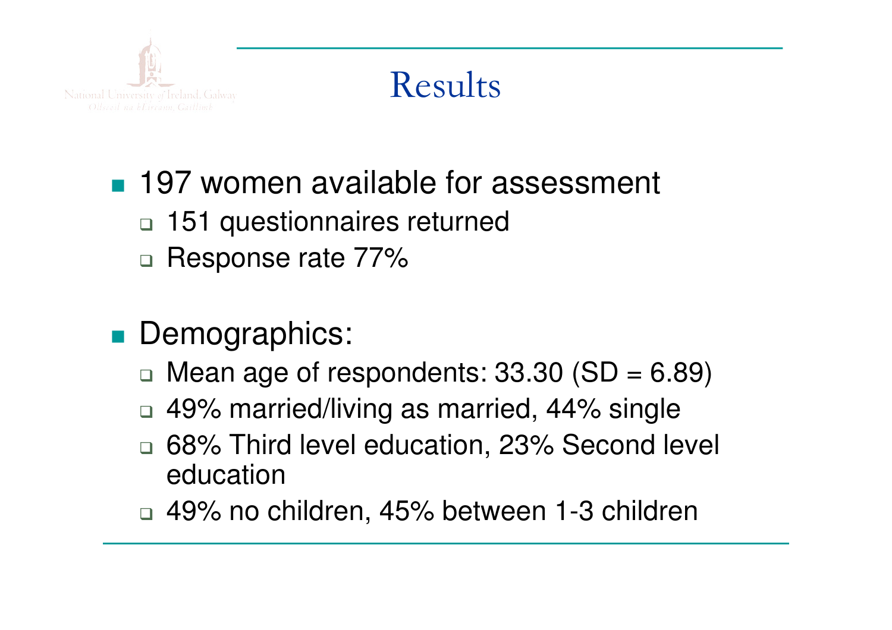# Results

- 197 women available for assessment
  - 151 questionnaires returned
  - Response rate 77%

- Demographics:
  - Mean age of respondents: 33.30 (SD = 6.89)
  - 49% married/living as married, 44% single
  - 68% Third level education, 23% Second level education
  - 49% no children, 45% between 1-3 children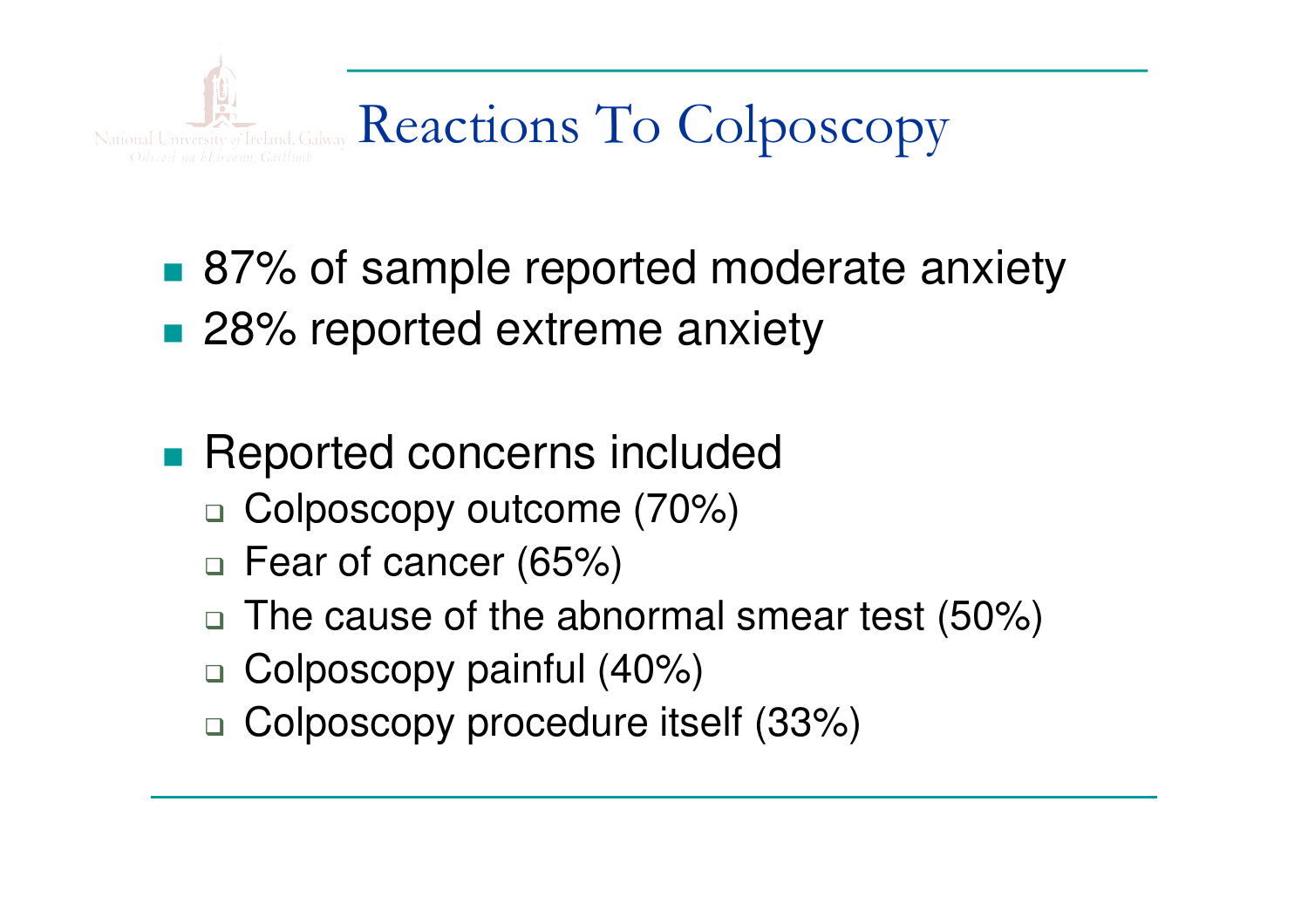# Reactions To Colposcopy

- 87% of sample reported moderate anxiety
- 28% reported extreme anxiety

- Reported concerns included
  - Colposcopy outcome (70%)
  - Fear of cancer (65%)
  - The cause of the abnormal smear test (50%)
  - Colposcopy painful (40%)
  - Colposcopy procedure itself (33%)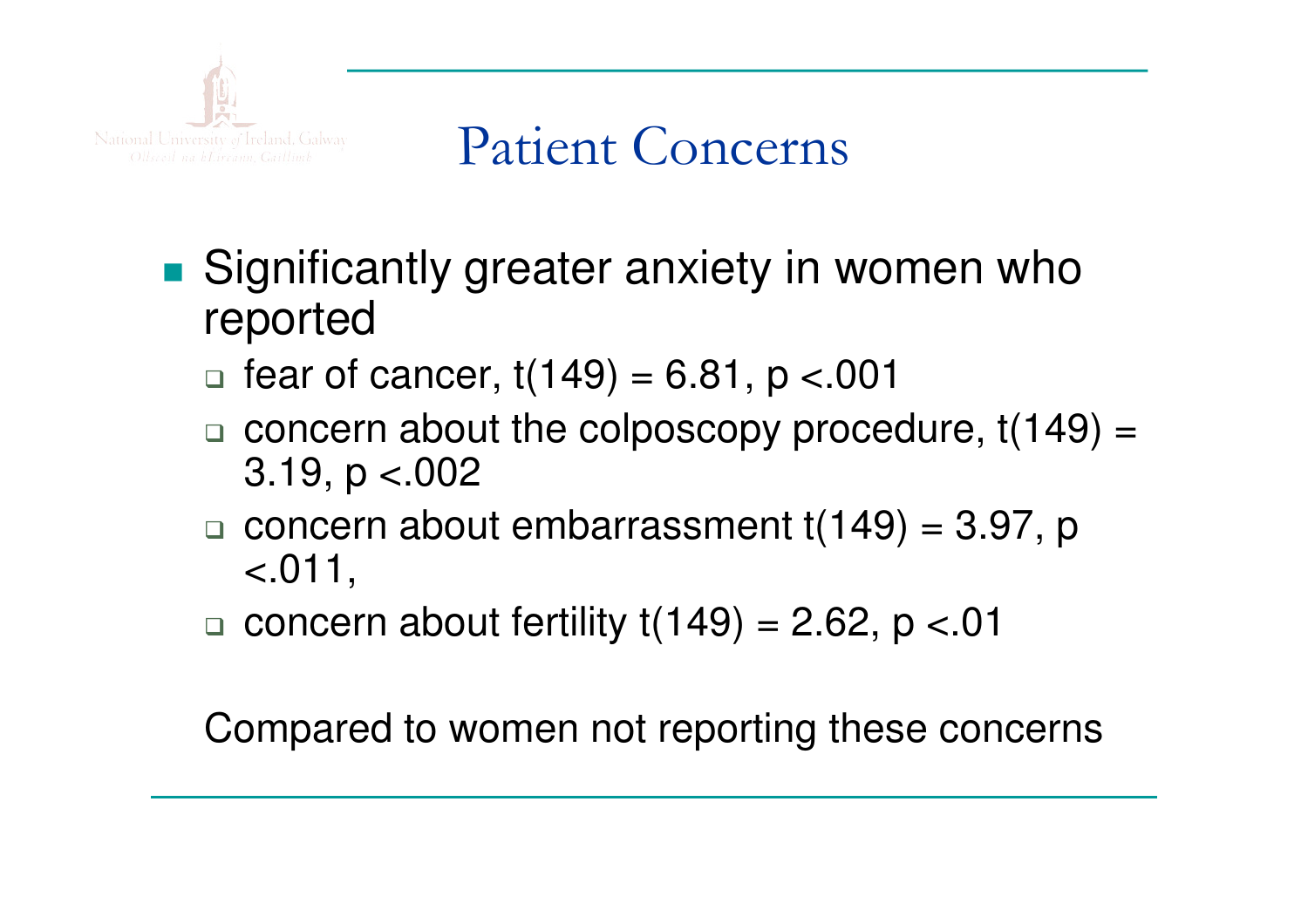# Patient Concerns

- Significantly greater anxiety in women who reported
  - fear of cancer, $t(149) = 6.81$, $p < .001$
  - concern about the colposcopy procedure, $t(149) = 3.19$, $p < .002$
  - concern about embarrassment $t(149) = 3.97$, $p < .011$,
  - concern about fertility $t(149) = 2.62$, $p < .01$

Compared to women not reporting these concerns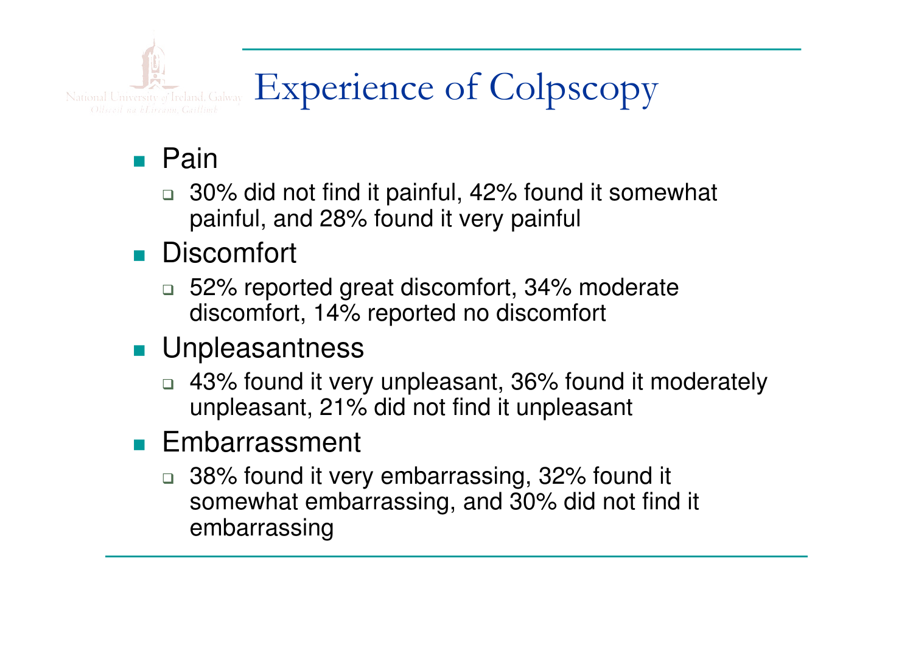# Experience of Colpscopy

- Pain
  - 30% did not find it painful, 42% found it somewhat painful, and 28% found it very painful
- Discomfort
  - 52% reported great discomfort, 34% moderate discomfort, 14% reported no discomfort
- Unpleasantness
  - 43% found it very unpleasant, 36% found it moderately unpleasant, 21% did not find it unpleasant
- Embarrassment
  - 38% found it very embarrassing, 32% found it somewhat embarrassing, and 30% did not find it embarrassing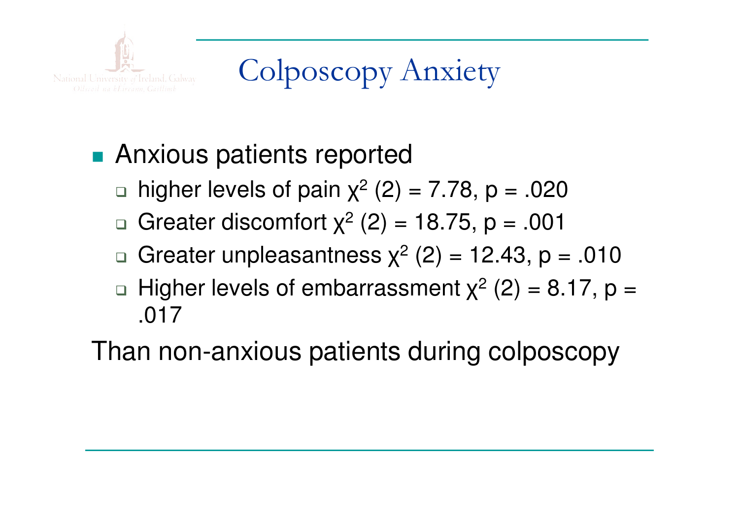# Colposcopy Anxiety

- Anxious patients reported
  - higher levels of pain $\chi^2$ (2) = 7.78, p = .020
  - Greater discomfort $\chi^2$ (2) = 18.75, p = .001
  - Greater unpleasantness $\chi^2$ (2) = 12.43, p = .010
  - Higher levels of embarrassment $\chi^2$ (2) = 8.17, p = .017

Than non-anxious patients during colposcopy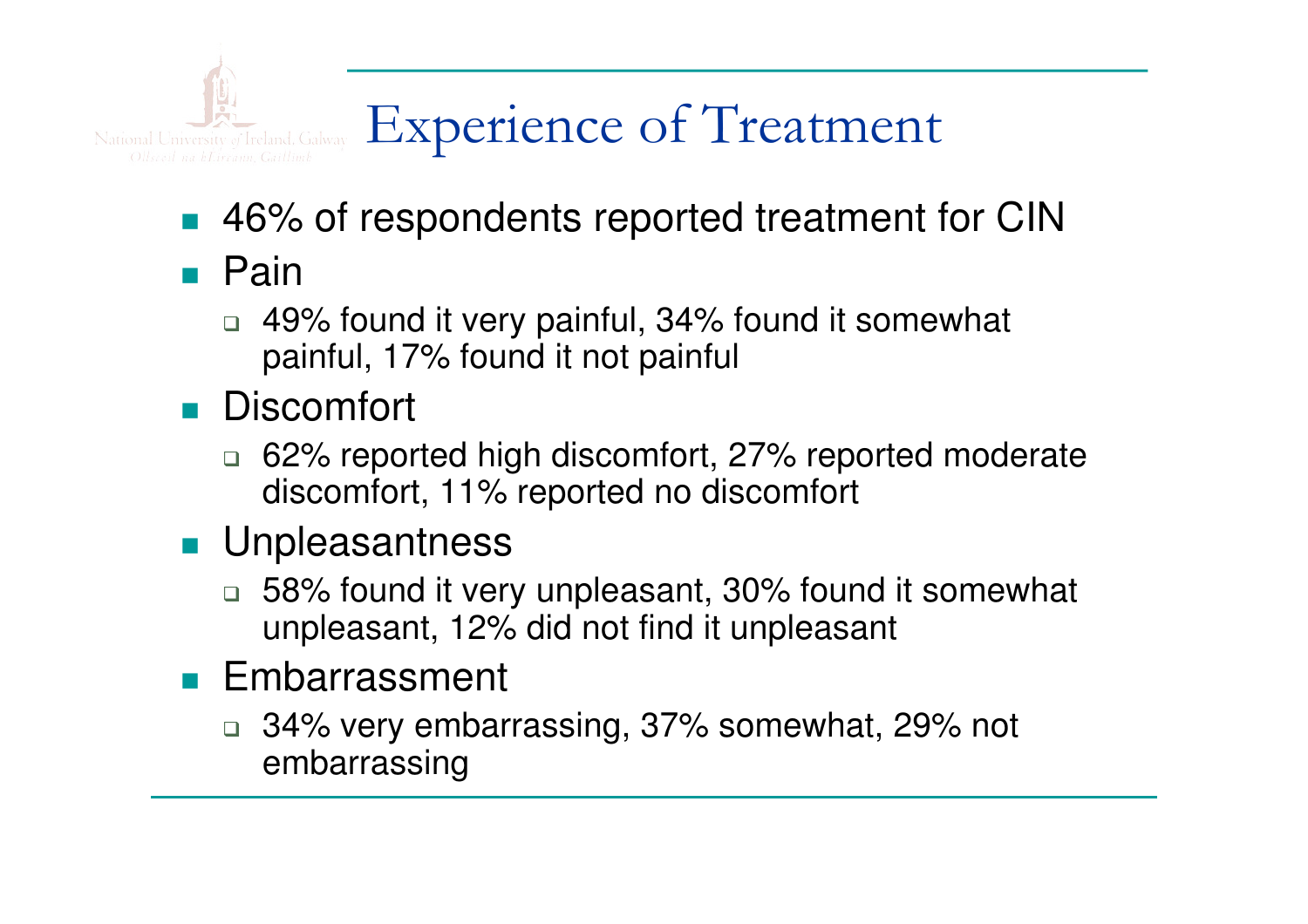# Experience of Treatment

- 46% of respondents reported treatment for CIN
- Pain
  - 49% found it very painful, 34% found it somewhat painful, 17% found it not painful
- Discomfort
  - 62% reported high discomfort, 27% reported moderate discomfort, 11% reported no discomfort
- Unpleasantness
  - 58% found it very unpleasant, 30% found it somewhat unpleasant, 12% did not find it unpleasant
- Embarrassment
  - 34% very embarrassing, 37% somewhat, 29% not embarrassing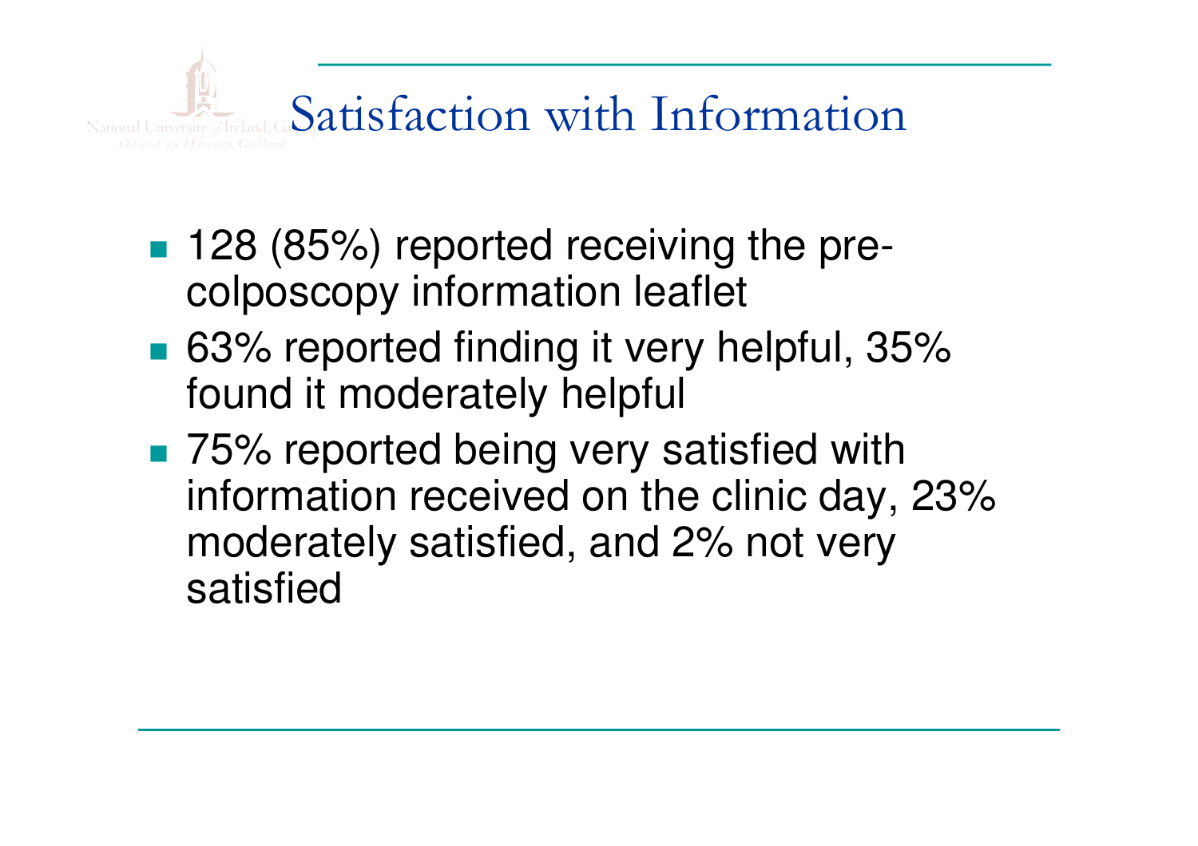# Satisfaction with Information

- 128 (85%) reported receiving the pre-colposcopy information leaflet
- 63% reported finding it very helpful, 35% found it moderately helpful
- 75% reported being very satisfied with information received on the clinic day, 23% moderately satisfied, and 2% not very satisfied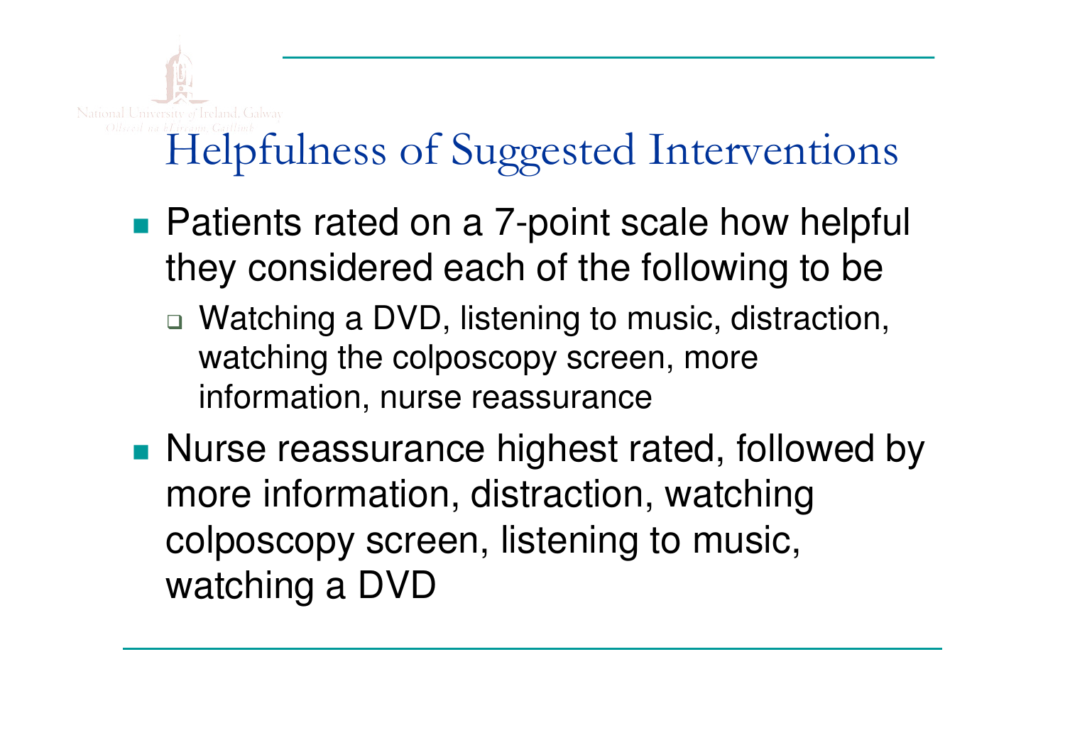# Helpfulness of Suggested Interventions

- Patients rated on a 7-point scale how helpful they considered each of the following to be
  - Watching a DVD, listening to music, distraction, watching the colposcopy screen, more information, nurse reassurance
- Nurse reassurance highest rated, followed by more information, distraction, watching colposcopy screen, listening to music, watching a DVD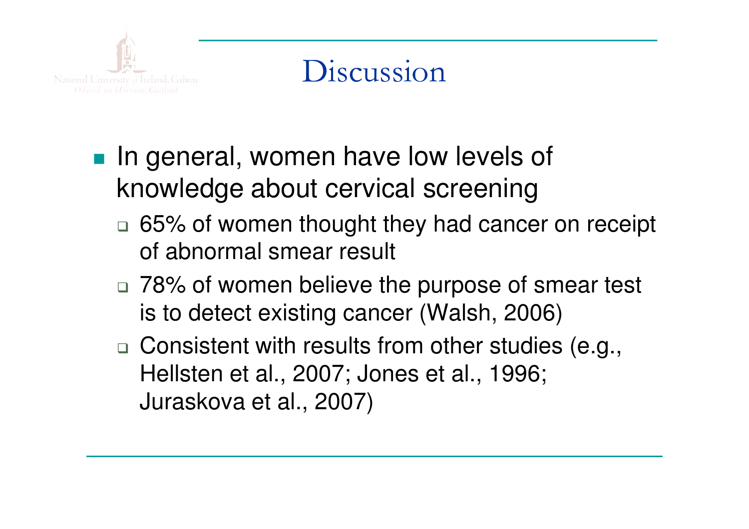# Discussion

- In general, women have low levels of knowledge about cervical screening
  - 65% of women thought they had cancer on receipt of abnormal smear result
  - 78% of women believe the purpose of smear test is to detect existing cancer (Walsh, 2006)
  - Consistent with results from other studies (e.g., Hellsten et al., 2007; Jones et al., 1996; Juraskova et al., 2007)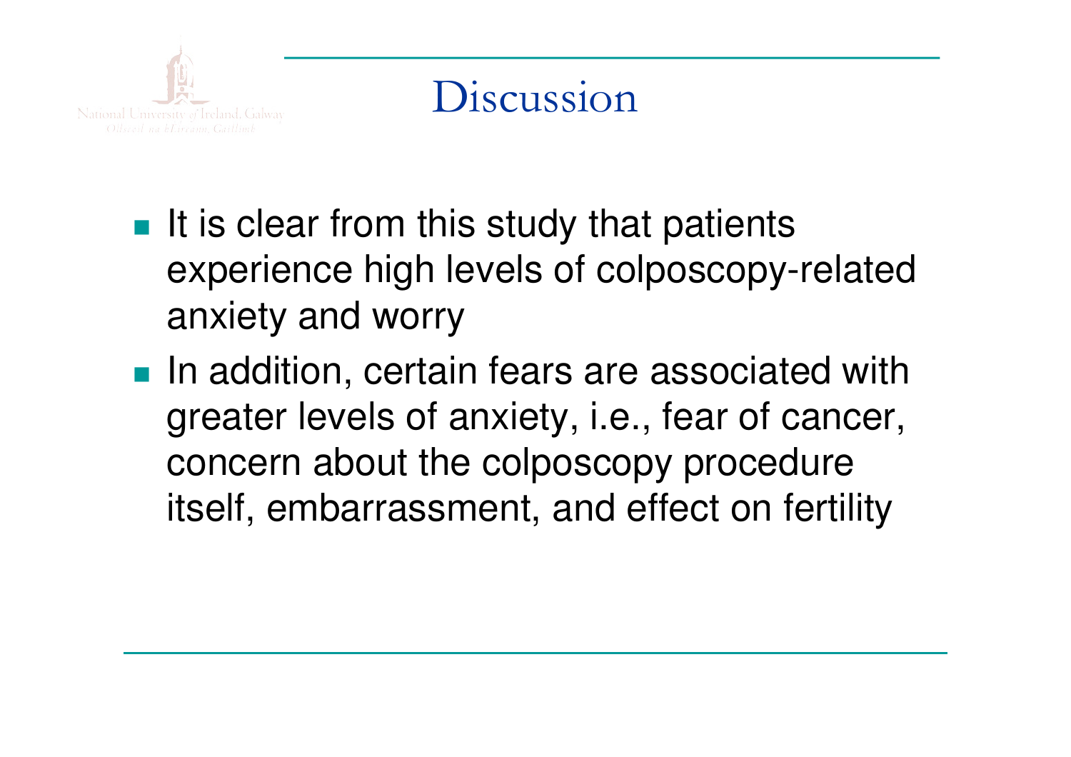# Discussion

- It is clear from this study that patients experience high levels of colposcopy-related anxiety and worry
- In addition, certain fears are associated with greater levels of anxiety, i.e., fear of cancer, concern about the colposcopy procedure itself, embarrassment, and effect on fertility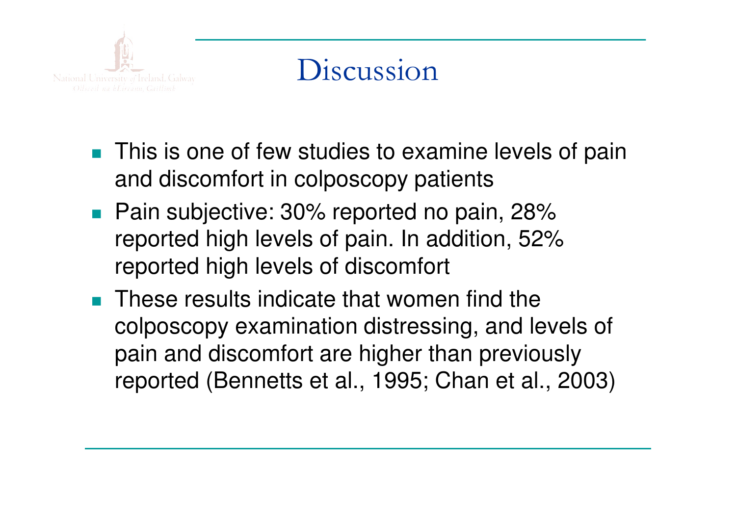# Discussion

- This is one of few studies to examine levels of pain and discomfort in colposcopy patients
- Pain subjective: 30% reported no pain, 28% reported high levels of pain. In addition, 52% reported high levels of discomfort
- These results indicate that women find the colposcopy examination distressing, and levels of pain and discomfort are higher than previously reported (Bennetts et al., 1995; Chan et al., 2003)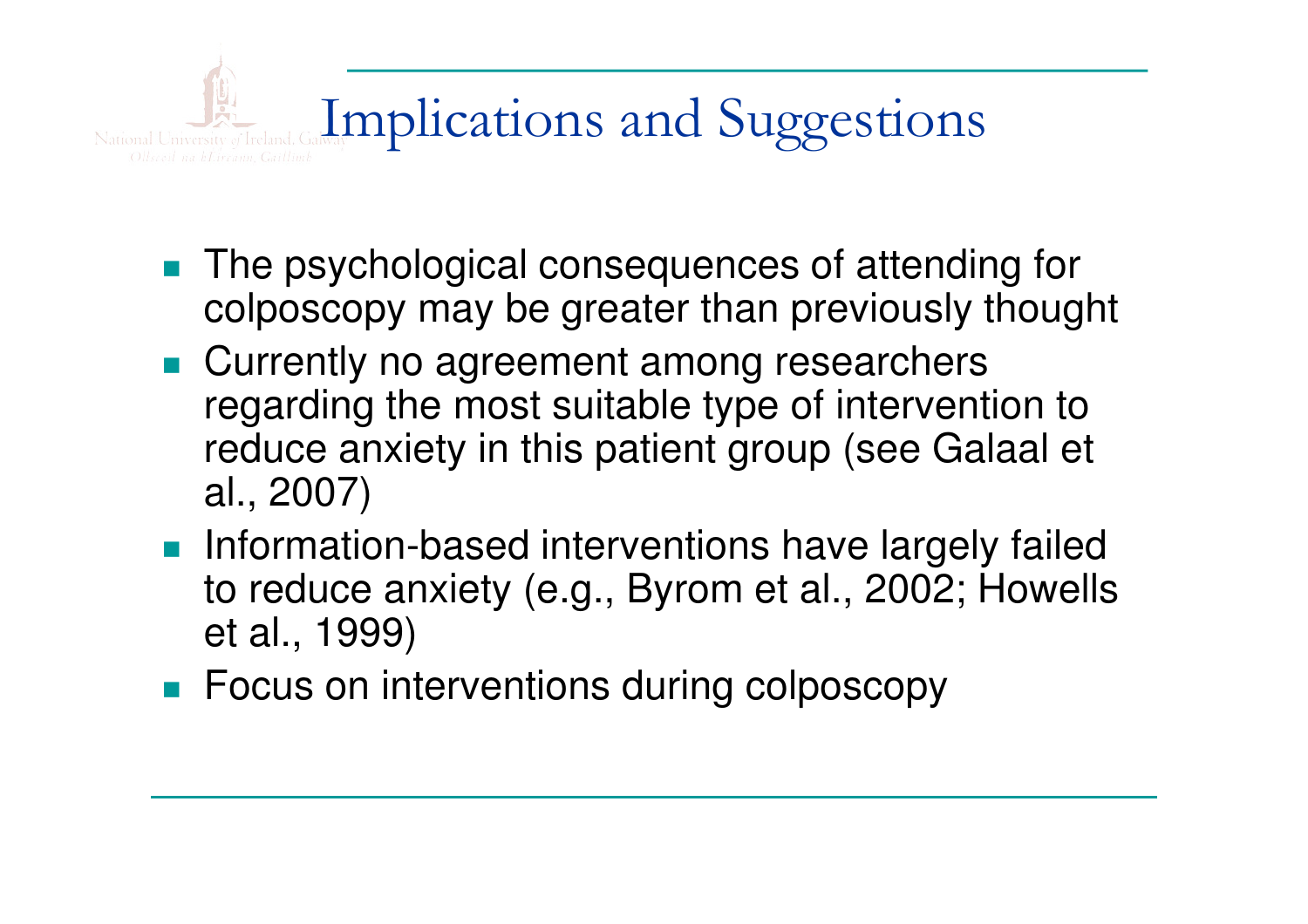# Implications and Suggestions

- The psychological consequences of attending for colposcopy may be greater than previously thought
- Currently no agreement among researchers regarding the most suitable type of intervention to reduce anxiety in this patient group (see Galaal et al., 2007)
- Information-based interventions have largely failed to reduce anxiety (e.g., Byrom et al., 2002; Howells et al., 1999)
- Focus on interventions during colposcopy